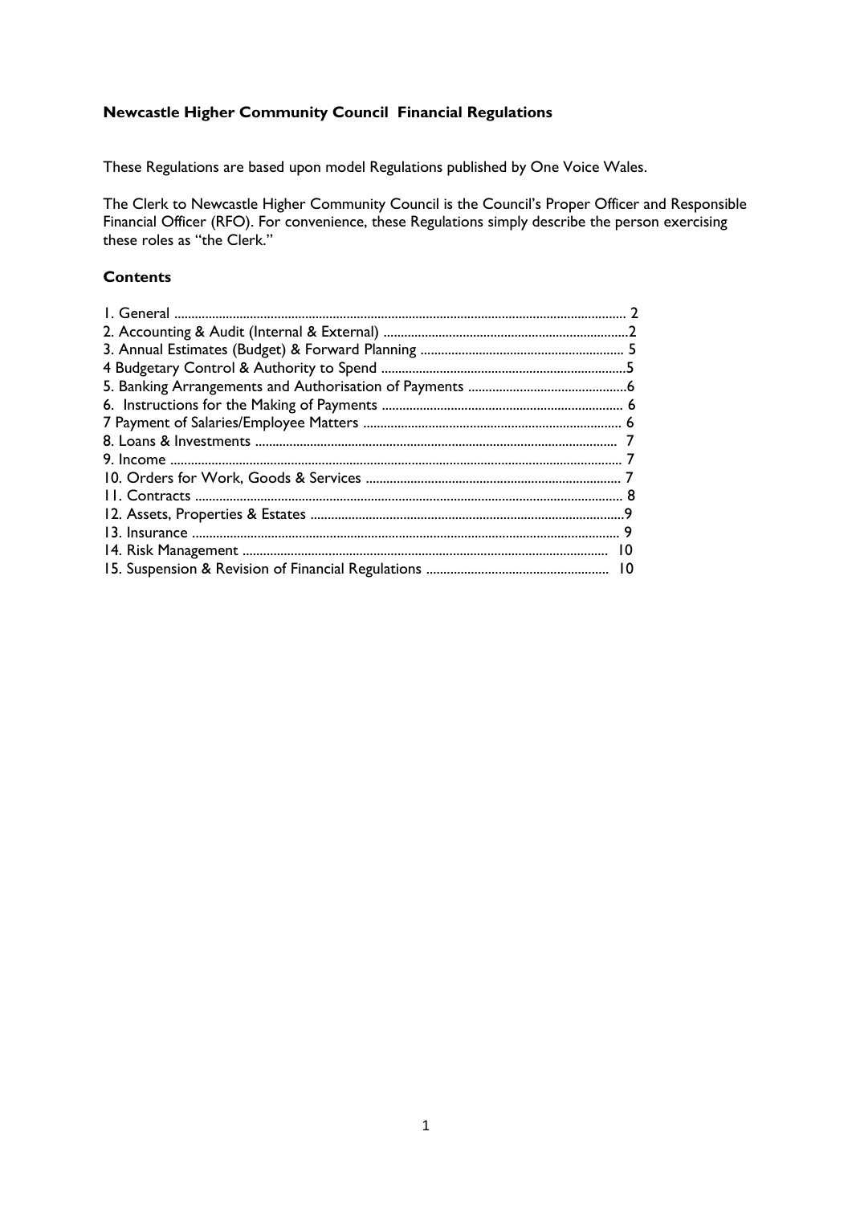**Newcastle Higher Community Council Financial Regulations**

These Regulations are based upon model Regulations published by One Voice Wales.

The Clerk to Newcastle Higher Community Council is the Council's Proper Officer and Responsible Financial Officer (RFO). For convenience, these Regulations simply describe the person exercising these roles as "the Clerk."

**Contents**

1. General ........ 2
2. Accounting & Audit (Internal & External) ........ 2
3. Annual Estimates (Budget) & Forward Planning ........ 5
4. Budgetary Control & Authority to Spend ........ 5
5. Banking Arrangements and Authorisation of Payments ........ 6
6. Instructions for the Making of Payments ........ 6
7. Payment of Salaries/Employee Matters ........ 6
8. Loans & Investments ........ 7
9. Income ........ 7
10. Orders for Work, Goods & Services ........ 7
11. Contracts ........ 8
12. Assets, Properties & Estates ........ 9
13. Insurance ........ 9
14. Risk Management ........ 10
15. Suspension & Revision of Financial Regulations ........ 10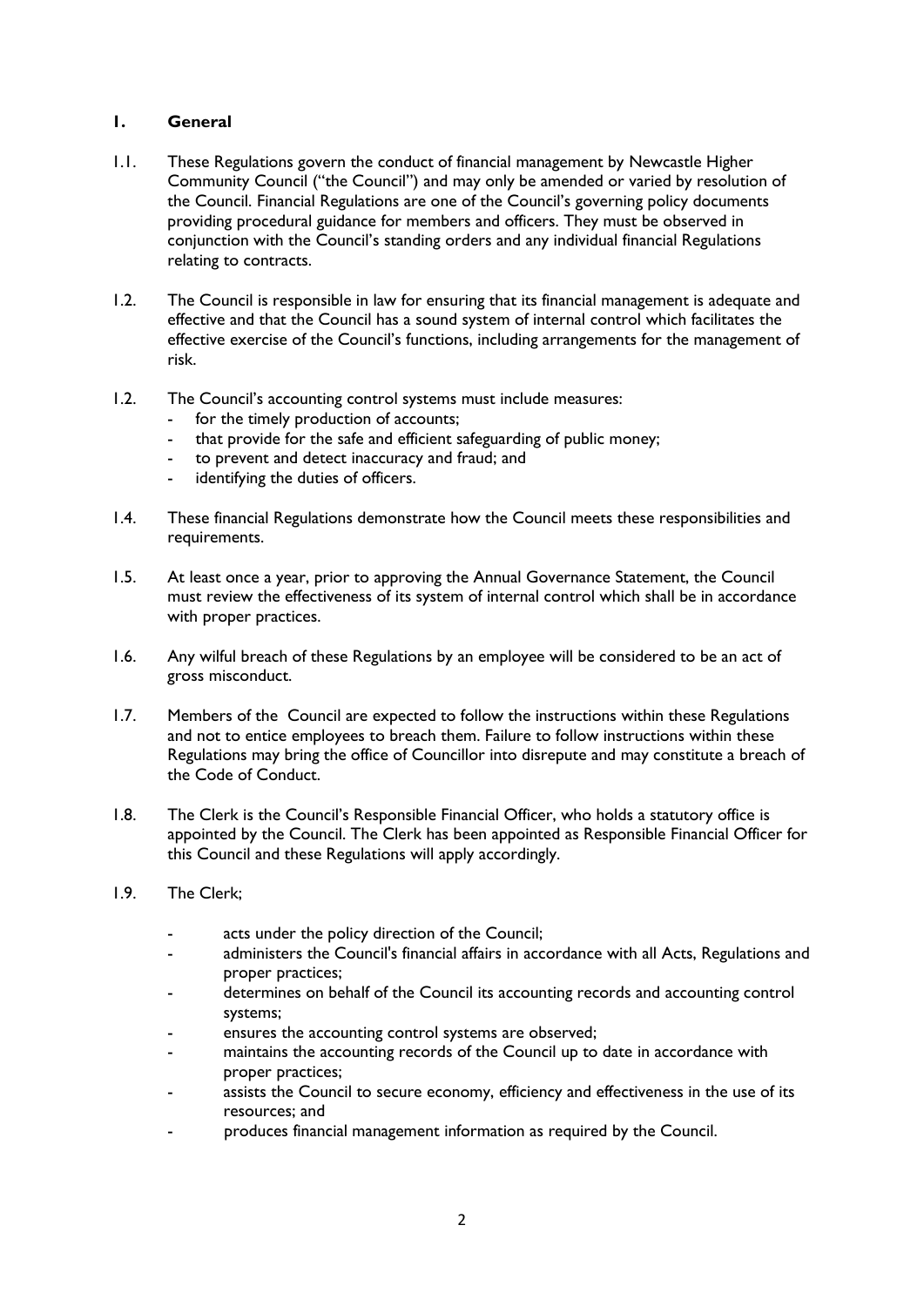## 1. General

1.1. These Regulations govern the conduct of financial management by Newcastle Higher Community Council ("the Council") and may only be amended or varied by resolution of the Council. Financial Regulations are one of the Council's governing policy documents providing procedural guidance for members and officers. They must be observed in conjunction with the Council's standing orders and any individual financial Regulations relating to contracts.

1.2. The Council is responsible in law for ensuring that its financial management is adequate and effective and that the Council has a sound system of internal control which facilitates the effective exercise of the Council's functions, including arrangements for the management of risk.

1.2. The Council's accounting control systems must include measures:

- for the timely production of accounts;
- that provide for the safe and efficient safeguarding of public money;
- to prevent and detect inaccuracy and fraud; and
- identifying the duties of officers.

1.4. These financial Regulations demonstrate how the Council meets these responsibilities and requirements.

1.5. At least once a year, prior to approving the Annual Governance Statement, the Council must review the effectiveness of its system of internal control which shall be in accordance with proper practices.

1.6. Any wilful breach of these Regulations by an employee will be considered to be an act of gross misconduct.

1.7. Members of the Council are expected to follow the instructions within these Regulations and not to entice employees to breach them. Failure to follow instructions within these Regulations may bring the office of Councillor into disrepute and may constitute a breach of the Code of Conduct.

1.8. The Clerk is the Council's Responsible Financial Officer, who holds a statutory office is appointed by the Council. The Clerk has been appointed as Responsible Financial Officer for this Council and these Regulations will apply accordingly.

1.9. The Clerk;

- acts under the policy direction of the Council;
- administers the Council's financial affairs in accordance with all Acts, Regulations and proper practices;
- determines on behalf of the Council its accounting records and accounting control systems;
- ensures the accounting control systems are observed;
- maintains the accounting records of the Council up to date in accordance with proper practices;
- assists the Council to secure economy, efficiency and effectiveness in the use of its resources; and
- produces financial management information as required by the Council.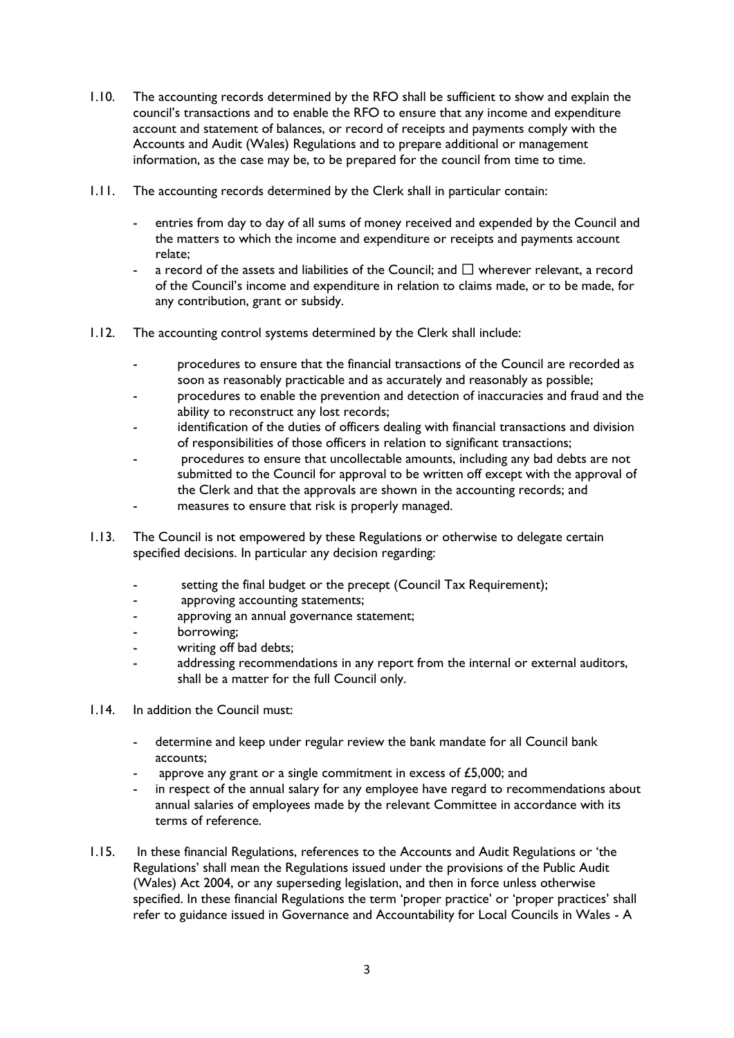1.10. The accounting records determined by the RFO shall be sufficient to show and explain the council's transactions and to enable the RFO to ensure that any income and expenditure account and statement of balances, or record of receipts and payments comply with the Accounts and Audit (Wales) Regulations and to prepare additional or management information, as the case may be, to be prepared for the council from time to time.

1.11. The accounting records determined by the Clerk shall in particular contain:

- entries from day to day of all sums of money received and expended by the Council and the matters to which the income and expenditure or receipts and payments account relate;
- a record of the assets and liabilities of the Council; and ☐ wherever relevant, a record of the Council's income and expenditure in relation to claims made, or to be made, for any contribution, grant or subsidy.

1.12. The accounting control systems determined by the Clerk shall include:

- procedures to ensure that the financial transactions of the Council are recorded as soon as reasonably practicable and as accurately and reasonably as possible;
- procedures to enable the prevention and detection of inaccuracies and fraud and the ability to reconstruct any lost records;
- identification of the duties of officers dealing with financial transactions and division of responsibilities of those officers in relation to significant transactions;
- procedures to ensure that uncollectable amounts, including any bad debts are not submitted to the Council for approval to be written off except with the approval of the Clerk and that the approvals are shown in the accounting records; and
- measures to ensure that risk is properly managed.

1.13. The Council is not empowered by these Regulations or otherwise to delegate certain specified decisions. In particular any decision regarding:

- setting the final budget or the precept (Council Tax Requirement);
- approving accounting statements;
- approving an annual governance statement;
- borrowing;
- writing off bad debts;
- addressing recommendations in any report from the internal or external auditors,

shall be a matter for the full Council only.

1.14. In addition the Council must:

- determine and keep under regular review the bank mandate for all Council bank accounts;
- approve any grant or a single commitment in excess of £5,000; and
- in respect of the annual salary for any employee have regard to recommendations about annual salaries of employees made by the relevant Committee in accordance with its terms of reference.

1.15. In these financial Regulations, references to the Accounts and Audit Regulations or 'the Regulations' shall mean the Regulations issued under the provisions of the Public Audit (Wales) Act 2004, or any superseding legislation, and then in force unless otherwise specified. In these financial Regulations the term 'proper practice' or 'proper practices' shall refer to guidance issued in Governance and Accountability for Local Councils in Wales - A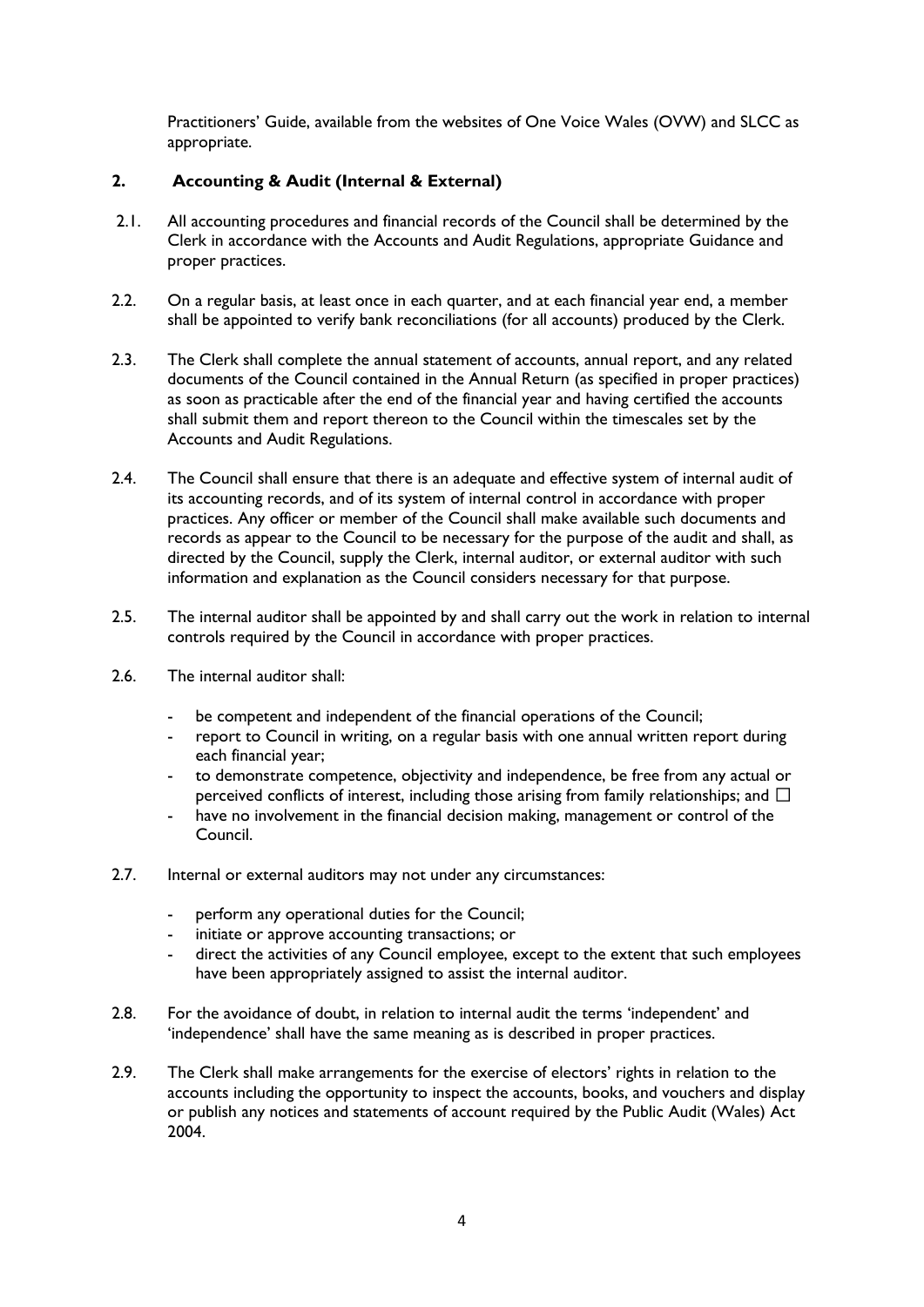Practitioners' Guide, available from the websites of One Voice Wales (OVW) and SLCC as appropriate.

## 2. Accounting & Audit (Internal & External)

2.1. All accounting procedures and financial records of the Council shall be determined by the Clerk in accordance with the Accounts and Audit Regulations, appropriate Guidance and proper practices.

2.2. On a regular basis, at least once in each quarter, and at each financial year end, a member shall be appointed to verify bank reconciliations (for all accounts) produced by the Clerk.

2.3. The Clerk shall complete the annual statement of accounts, annual report, and any related documents of the Council contained in the Annual Return (as specified in proper practices) as soon as practicable after the end of the financial year and having certified the accounts shall submit them and report thereon to the Council within the timescales set by the Accounts and Audit Regulations.

2.4. The Council shall ensure that there is an adequate and effective system of internal audit of its accounting records, and of its system of internal control in accordance with proper practices. Any officer or member of the Council shall make available such documents and records as appear to the Council to be necessary for the purpose of the audit and shall, as directed by the Council, supply the Clerk, internal auditor, or external auditor with such information and explanation as the Council considers necessary for that purpose.

2.5. The internal auditor shall be appointed by and shall carry out the work in relation to internal controls required by the Council in accordance with proper practices.

2.6. The internal auditor shall:

- be competent and independent of the financial operations of the Council;
- report to Council in writing, on a regular basis with one annual written report during each financial year;
- to demonstrate competence, objectivity and independence, be free from any actual or perceived conflicts of interest, including those arising from family relationships; and ☐
- have no involvement in the financial decision making, management or control of the Council.

2.7. Internal or external auditors may not under any circumstances:

- perform any operational duties for the Council;
- initiate or approve accounting transactions; or
- direct the activities of any Council employee, except to the extent that such employees have been appropriately assigned to assist the internal auditor.

2.8. For the avoidance of doubt, in relation to internal audit the terms 'independent' and 'independence' shall have the same meaning as is described in proper practices.

2.9. The Clerk shall make arrangements for the exercise of electors' rights in relation to the accounts including the opportunity to inspect the accounts, books, and vouchers and display or publish any notices and statements of account required by the Public Audit (Wales) Act 2004.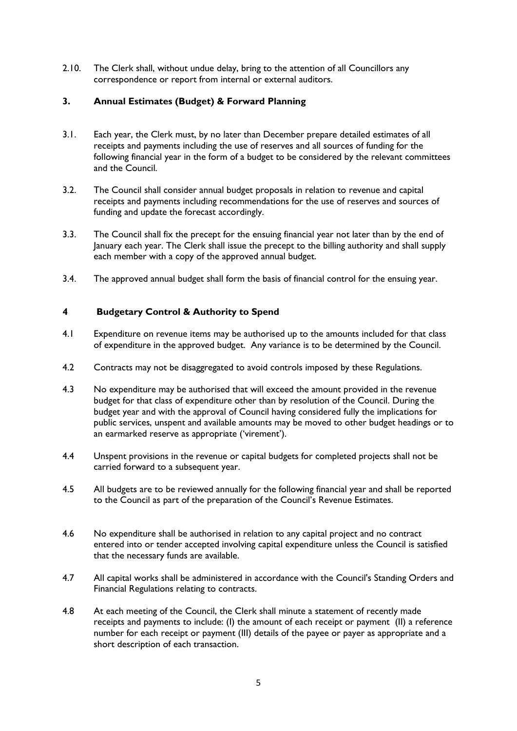2.10. The Clerk shall, without undue delay, bring to the attention of all Councillors any correspondence or report from internal or external auditors.

## 3. Annual Estimates (Budget) & Forward Planning

3.1. Each year, the Clerk must, by no later than December prepare detailed estimates of all receipts and payments including the use of reserves and all sources of funding for the following financial year in the form of a budget to be considered by the relevant committees and the Council.

3.2. The Council shall consider annual budget proposals in relation to revenue and capital receipts and payments including recommendations for the use of reserves and sources of funding and update the forecast accordingly.

3.3. The Council shall fix the precept for the ensuing financial year not later than by the end of January each year. The Clerk shall issue the precept to the billing authority and shall supply each member with a copy of the approved annual budget.

3.4. The approved annual budget shall form the basis of financial control for the ensuing year.

## 4 Budgetary Control & Authority to Spend

4.1 Expenditure on revenue items may be authorised up to the amounts included for that class of expenditure in the approved budget. Any variance is to be determined by the Council.

4.2 Contracts may not be disaggregated to avoid controls imposed by these Regulations.

4.3 No expenditure may be authorised that will exceed the amount provided in the revenue budget for that class of expenditure other than by resolution of the Council. During the budget year and with the approval of Council having considered fully the implications for public services, unspent and available amounts may be moved to other budget headings or to an earmarked reserve as appropriate ('virement').

4.4 Unspent provisions in the revenue or capital budgets for completed projects shall not be carried forward to a subsequent year.

4.5 All budgets are to be reviewed annually for the following financial year and shall be reported to the Council as part of the preparation of the Council's Revenue Estimates.

4.6 No expenditure shall be authorised in relation to any capital project and no contract entered into or tender accepted involving capital expenditure unless the Council is satisfied that the necessary funds are available.

4.7 All capital works shall be administered in accordance with the Council's Standing Orders and Financial Regulations relating to contracts.

4.8 At each meeting of the Council, the Clerk shall minute a statement of recently made receipts and payments to include: (I) the amount of each receipt or payment (II) a reference number for each receipt or payment (III) details of the payee or payer as appropriate and a short description of each transaction.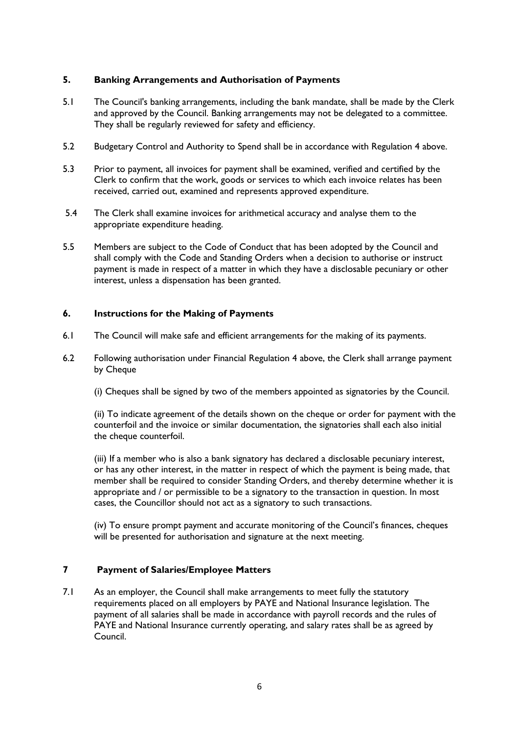## 5. Banking Arrangements and Authorisation of Payments

5.1 The Council's banking arrangements, including the bank mandate, shall be made by the Clerk and approved by the Council. Banking arrangements may not be delegated to a committee. They shall be regularly reviewed for safety and efficiency.

5.2 Budgetary Control and Authority to Spend shall be in accordance with Regulation 4 above.

5.3 Prior to payment, all invoices for payment shall be examined, verified and certified by the Clerk to confirm that the work, goods or services to which each invoice relates has been received, carried out, examined and represents approved expenditure.

5.4 The Clerk shall examine invoices for arithmetical accuracy and analyse them to the appropriate expenditure heading.

5.5 Members are subject to the Code of Conduct that has been adopted by the Council and shall comply with the Code and Standing Orders when a decision to authorise or instruct payment is made in respect of a matter in which they have a disclosable pecuniary or other interest, unless a dispensation has been granted.

## 6. Instructions for the Making of Payments

6.1 The Council will make safe and efficient arrangements for the making of its payments.

6.2 Following authorisation under Financial Regulation 4 above, the Clerk shall arrange payment by Cheque

(i) Cheques shall be signed by two of the members appointed as signatories by the Council.

(ii) To indicate agreement of the details shown on the cheque or order for payment with the counterfoil and the invoice or similar documentation, the signatories shall each also initial the cheque counterfoil.

(iii) If a member who is also a bank signatory has declared a disclosable pecuniary interest, or has any other interest, in the matter in respect of which the payment is being made, that member shall be required to consider Standing Orders, and thereby determine whether it is appropriate and / or permissible to be a signatory to the transaction in question. In most cases, the Councillor should not act as a signatory to such transactions.

(iv) To ensure prompt payment and accurate monitoring of the Council's finances, cheques will be presented for authorisation and signature at the next meeting.

## 7 Payment of Salaries/Employee Matters

7.1 As an employer, the Council shall make arrangements to meet fully the statutory requirements placed on all employers by PAYE and National Insurance legislation. The payment of all salaries shall be made in accordance with payroll records and the rules of PAYE and National Insurance currently operating, and salary rates shall be as agreed by Council.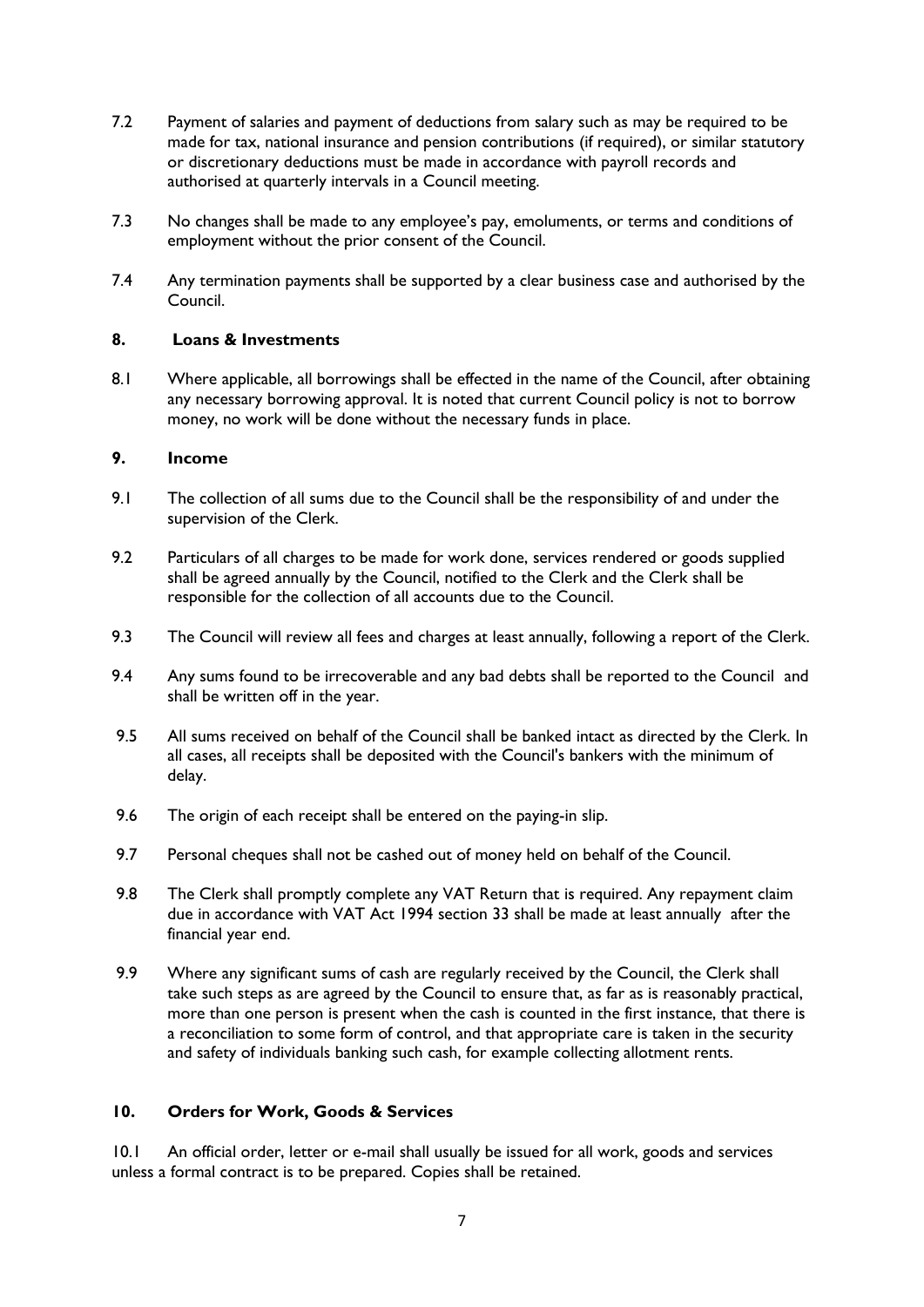7.2 Payment of salaries and payment of deductions from salary such as may be required to be made for tax, national insurance and pension contributions (if required), or similar statutory or discretionary deductions must be made in accordance with payroll records and authorised at quarterly intervals in a Council meeting.

7.3 No changes shall be made to any employee's pay, emoluments, or terms and conditions of employment without the prior consent of the Council.

7.4 Any termination payments shall be supported by a clear business case and authorised by the Council.

## 8. Loans & Investments

8.1 Where applicable, all borrowings shall be effected in the name of the Council, after obtaining any necessary borrowing approval. It is noted that current Council policy is not to borrow money, no work will be done without the necessary funds in place.

## 9. Income

9.1 The collection of all sums due to the Council shall be the responsibility of and under the supervision of the Clerk.

9.2 Particulars of all charges to be made for work done, services rendered or goods supplied shall be agreed annually by the Council, notified to the Clerk and the Clerk shall be responsible for the collection of all accounts due to the Council.

9.3 The Council will review all fees and charges at least annually, following a report of the Clerk.

9.4 Any sums found to be irrecoverable and any bad debts shall be reported to the Council and shall be written off in the year.

9.5 All sums received on behalf of the Council shall be banked intact as directed by the Clerk. In all cases, all receipts shall be deposited with the Council's bankers with the minimum of delay.

9.6 The origin of each receipt shall be entered on the paying-in slip.

9.7 Personal cheques shall not be cashed out of money held on behalf of the Council.

9.8 The Clerk shall promptly complete any VAT Return that is required. Any repayment claim due in accordance with VAT Act 1994 section 33 shall be made at least annually after the financial year end.

9.9 Where any significant sums of cash are regularly received by the Council, the Clerk shall take such steps as are agreed by the Council to ensure that, as far as is reasonably practical, more than one person is present when the cash is counted in the first instance, that there is a reconciliation to some form of control, and that appropriate care is taken in the security and safety of individuals banking such cash, for example collecting allotment rents.

## 10. Orders for Work, Goods & Services

10.1 An official order, letter or e-mail shall usually be issued for all work, goods and services unless a formal contract is to be prepared. Copies shall be retained.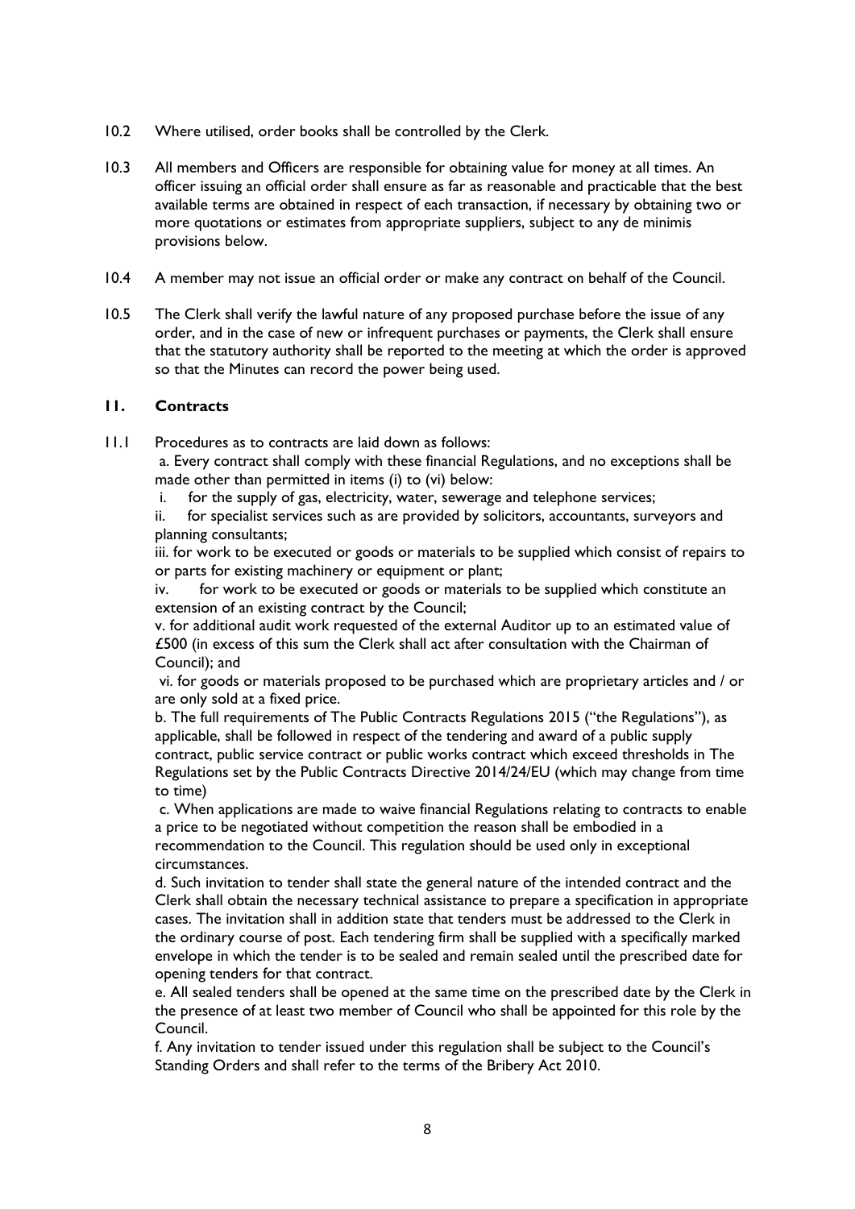10.2 Where utilised, order books shall be controlled by the Clerk.

10.3 All members and Officers are responsible for obtaining value for money at all times. An officer issuing an official order shall ensure as far as reasonable and practicable that the best available terms are obtained in respect of each transaction, if necessary by obtaining two or more quotations or estimates from appropriate suppliers, subject to any de minimis provisions below.

10.4 A member may not issue an official order or make any contract on behalf of the Council.

10.5 The Clerk shall verify the lawful nature of any proposed purchase before the issue of any order, and in the case of new or infrequent purchases or payments, the Clerk shall ensure that the statutory authority shall be reported to the meeting at which the order is approved so that the Minutes can record the power being used.

## 11. Contracts

11.1 Procedures as to contracts are laid down as follows:

a. Every contract shall comply with these financial Regulations, and no exceptions shall be made other than permitted in items (i) to (vi) below:

i. for the supply of gas, electricity, water, sewerage and telephone services;

ii. for specialist services such as are provided by solicitors, accountants, surveyors and planning consultants;

iii. for work to be executed or goods or materials to be supplied which consist of repairs to or parts for existing machinery or equipment or plant;

iv. for work to be executed or goods or materials to be supplied which constitute an extension of an existing contract by the Council;

v. for additional audit work requested of the external Auditor up to an estimated value of £500 (in excess of this sum the Clerk shall act after consultation with the Chairman of Council); and

vi. for goods or materials proposed to be purchased which are proprietary articles and / or are only sold at a fixed price.

b. The full requirements of The Public Contracts Regulations 2015 ("the Regulations"), as applicable, shall be followed in respect of the tendering and award of a public supply contract, public service contract or public works contract which exceed thresholds in The Regulations set by the Public Contracts Directive 2014/24/EU (which may change from time to time)

c. When applications are made to waive financial Regulations relating to contracts to enable a price to be negotiated without competition the reason shall be embodied in a recommendation to the Council. This regulation should be used only in exceptional circumstances.

d. Such invitation to tender shall state the general nature of the intended contract and the Clerk shall obtain the necessary technical assistance to prepare a specification in appropriate cases. The invitation shall in addition state that tenders must be addressed to the Clerk in the ordinary course of post. Each tendering firm shall be supplied with a specifically marked envelope in which the tender is to be sealed and remain sealed until the prescribed date for opening tenders for that contract.

e. All sealed tenders shall be opened at the same time on the prescribed date by the Clerk in the presence of at least two member of Council who shall be appointed for this role by the Council.

f. Any invitation to tender issued under this regulation shall be subject to the Council's Standing Orders and shall refer to the terms of the Bribery Act 2010.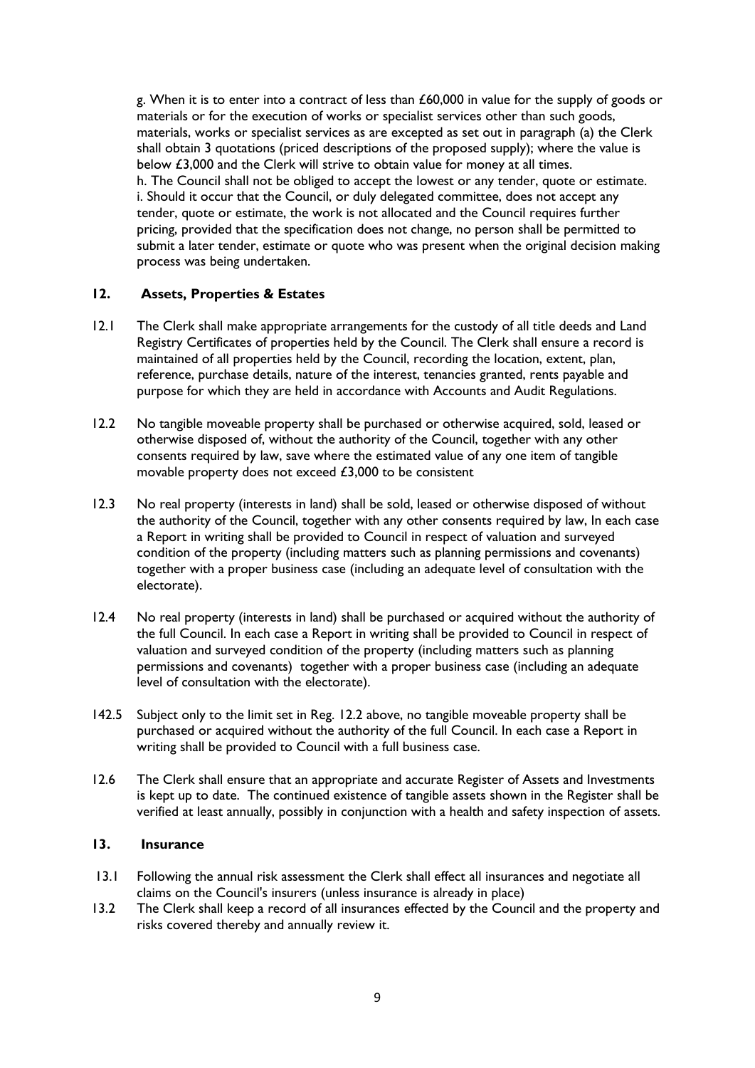g. When it is to enter into a contract of less than £60,000 in value for the supply of goods or materials or for the execution of works or specialist services other than such goods, materials, works or specialist services as are excepted as set out in paragraph (a) the Clerk shall obtain 3 quotations (priced descriptions of the proposed supply); where the value is below £3,000 and the Clerk will strive to obtain value for money at all times.

h. The Council shall not be obliged to accept the lowest or any tender, quote or estimate.

i. Should it occur that the Council, or duly delegated committee, does not accept any tender, quote or estimate, the work is not allocated and the Council requires further pricing, provided that the specification does not change, no person shall be permitted to submit a later tender, estimate or quote who was present when the original decision making process was being undertaken.

## 12. Assets, Properties & Estates

12.1 The Clerk shall make appropriate arrangements for the custody of all title deeds and Land Registry Certificates of properties held by the Council. The Clerk shall ensure a record is maintained of all properties held by the Council, recording the location, extent, plan, reference, purchase details, nature of the interest, tenancies granted, rents payable and purpose for which they are held in accordance with Accounts and Audit Regulations.

12.2 No tangible moveable property shall be purchased or otherwise acquired, sold, leased or otherwise disposed of, without the authority of the Council, together with any other consents required by law, save where the estimated value of any one item of tangible movable property does not exceed £3,000 to be consistent

12.3 No real property (interests in land) shall be sold, leased or otherwise disposed of without the authority of the Council, together with any other consents required by law, In each case a Report in writing shall be provided to Council in respect of valuation and surveyed condition of the property (including matters such as planning permissions and covenants) together with a proper business case (including an adequate level of consultation with the electorate).

12.4 No real property (interests in land) shall be purchased or acquired without the authority of the full Council. In each case a Report in writing shall be provided to Council in respect of valuation and surveyed condition of the property (including matters such as planning permissions and covenants) together with a proper business case (including an adequate level of consultation with the electorate).

142.5 Subject only to the limit set in Reg. 12.2 above, no tangible moveable property shall be purchased or acquired without the authority of the full Council. In each case a Report in writing shall be provided to Council with a full business case.

12.6 The Clerk shall ensure that an appropriate and accurate Register of Assets and Investments is kept up to date. The continued existence of tangible assets shown in the Register shall be verified at least annually, possibly in conjunction with a health and safety inspection of assets.

## 13. Insurance

13.1 Following the annual risk assessment the Clerk shall effect all insurances and negotiate all claims on the Council's insurers (unless insurance is already in place)

13.2 The Clerk shall keep a record of all insurances effected by the Council and the property and risks covered thereby and annually review it.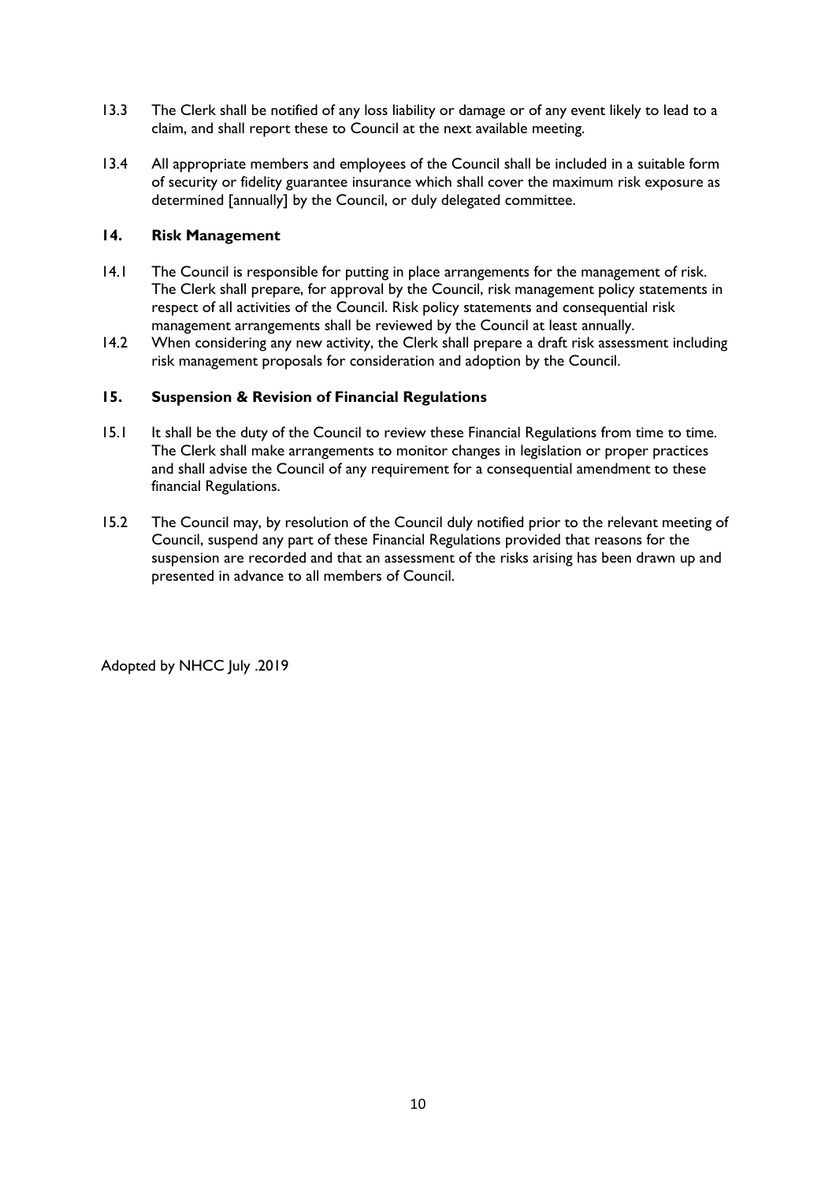13.3 The Clerk shall be notified of any loss liability or damage or of any event likely to lead to a claim, and shall report these to Council at the next available meeting.

13.4 All appropriate members and employees of the Council shall be included in a suitable form of security or fidelity guarantee insurance which shall cover the maximum risk exposure as determined [annually] by the Council, or duly delegated committee.

## 14. Risk Management

14.1 The Council is responsible for putting in place arrangements for the management of risk. The Clerk shall prepare, for approval by the Council, risk management policy statements in respect of all activities of the Council. Risk policy statements and consequential risk management arrangements shall be reviewed by the Council at least annually.

14.2 When considering any new activity, the Clerk shall prepare a draft risk assessment including risk management proposals for consideration and adoption by the Council.

## 15. Suspension & Revision of Financial Regulations

15.1 It shall be the duty of the Council to review these Financial Regulations from time to time. The Clerk shall make arrangements to monitor changes in legislation or proper practices and shall advise the Council of any requirement for a consequential amendment to these financial Regulations.

15.2 The Council may, by resolution of the Council duly notified prior to the relevant meeting of Council, suspend any part of these Financial Regulations provided that reasons for the suspension are recorded and that an assessment of the risks arising has been drawn up and presented in advance to all members of Council.

Adopted by NHCC July .2019